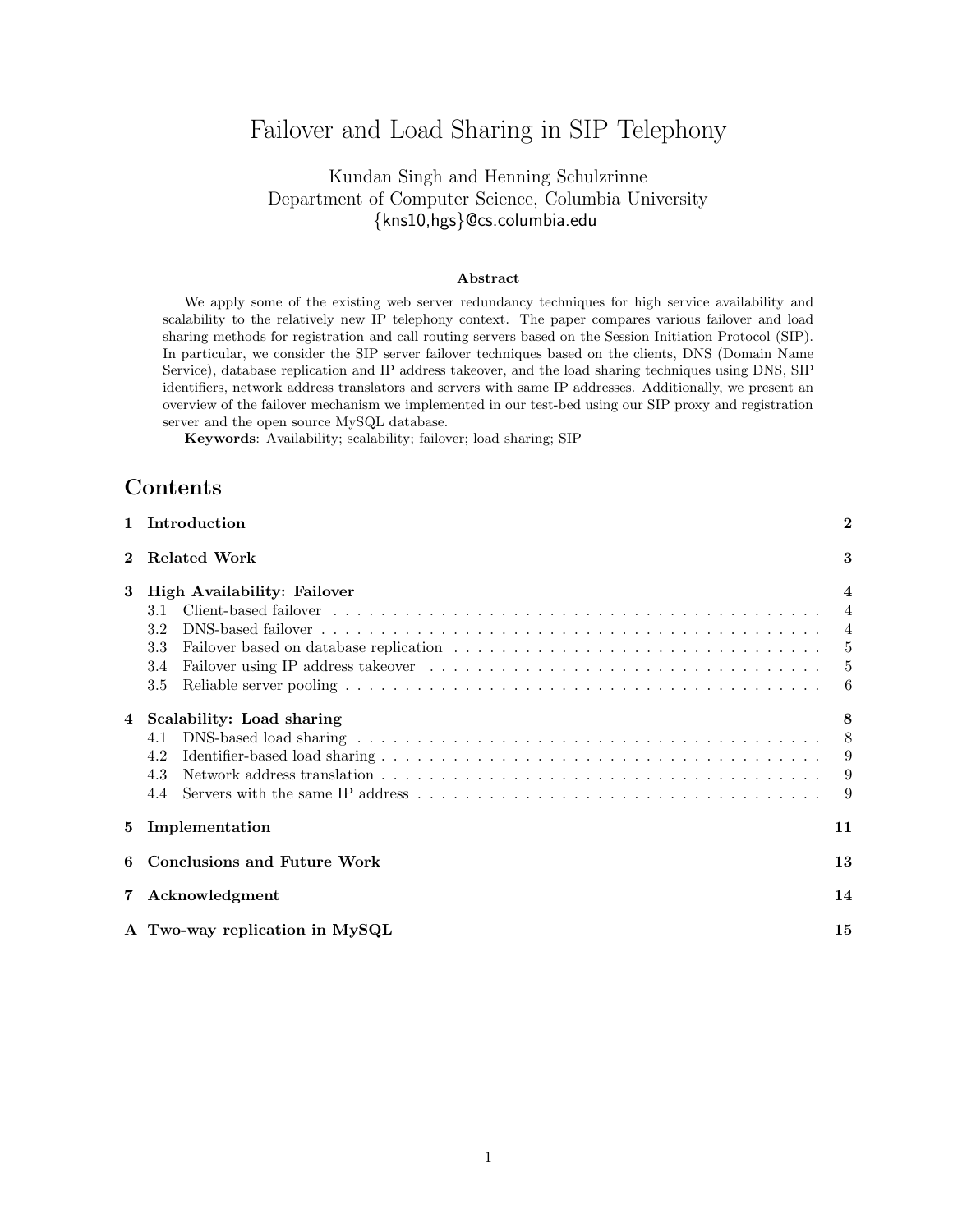# Failover and Load Sharing in SIP Telephony

Kundan Singh and Henning Schulzrinne
Department of Computer Science, Columbia University
{kns10,hgs}@cs.columbia.edu

### Abstract

We apply some of the existing web server redundancy techniques for high service availability and scalability to the relatively new IP telephony context. The paper compares various failover and load sharing methods for registration and call routing servers based on the Session Initiation Protocol (SIP). In particular, we consider the SIP server failover techniques based on the clients, DNS (Domain Name Service), database replication and IP address takeover, and the load sharing techniques using DNS, SIP identifiers, network address translators and servers with same IP addresses. Additionally, we present an overview of the failover mechanism we implemented in our test-bed using our SIP proxy and registration server and the open source MySQL database.

**Keywords**: Availability; scalability; failover; load sharing; SIP

## Contents

- **1 Introduction** — 2
- **2 Related Work** — 3
- **3 High Availability: Failover** — 4
  - 3.1 Client-based failover — 4
  - 3.2 DNS-based failover — 4
  - 3.3 Failover based on database replication — 5
  - 3.4 Failover using IP address takeover — 5
  - 3.5 Reliable server pooling — 6
- **4 Scalability: Load sharing** — 8
  - 4.1 DNS-based load sharing — 8
  - 4.2 Identifier-based load sharing — 9
  - 4.3 Network address translation — 9
  - 4.4 Servers with the same IP address — 9
- **5 Implementation** — 11
- **6 Conclusions and Future Work** — 13
- **7 Acknowledgment** — 14
- **A Two-way replication in MySQL** — 15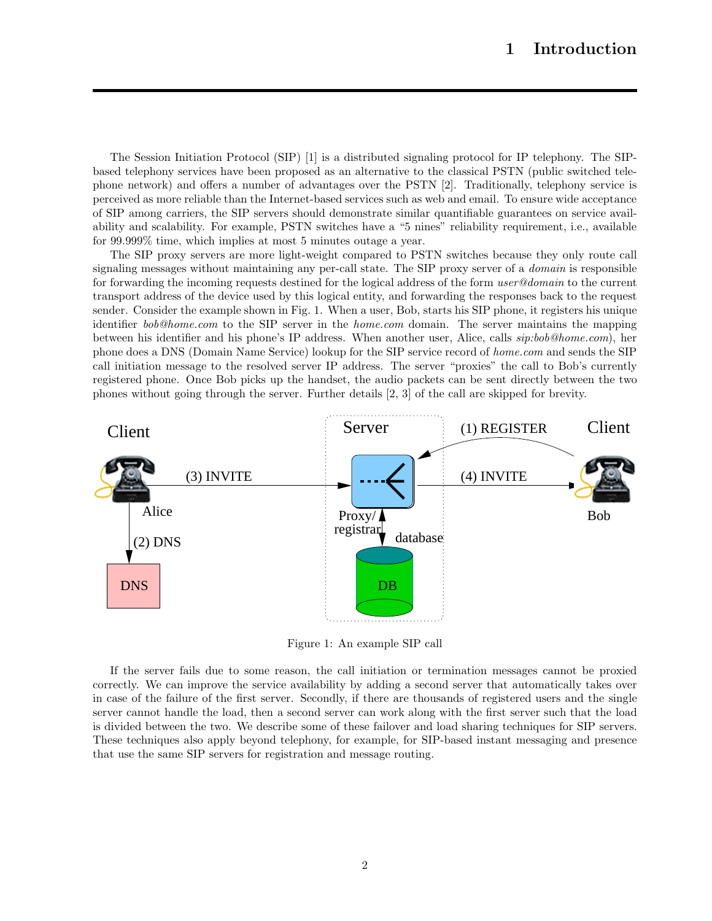# 1 Introduction

The Session Initiation Protocol (SIP) [1] is a distributed signaling protocol for IP telephony. The SIP-based telephony services have been proposed as an alternative to the classical PSTN (public switched telephone network) and offers a number of advantages over the PSTN [2]. Traditionally, telephony service is perceived as more reliable than the Internet-based services such as web and email. To ensure wide acceptance of SIP among carriers, the SIP servers should demonstrate similar quantifiable guarantees on service availability and scalability. For example, PSTN switches have a "5 nines" reliability requirement, i.e., available for 99.999% time, which implies at most 5 minutes outage a year.

The SIP proxy servers are more light-weight compared to PSTN switches because they only route call signaling messages without maintaining any per-call state. The SIP proxy server of a *domain* is responsible for forwarding the incoming requests destined for the logical address of the form *user@domain* to the current transport address of the device used by this logical entity, and forwarding the responses back to the request sender. Consider the example shown in Fig. 1. When a user, Bob, starts his SIP phone, it registers his unique identifier *bob@home.com* to the SIP server in the *home.com* domain. The server maintains the mapping between his identifier and his phone's IP address. When another user, Alice, calls *sip:bob@home.com*), her phone does a DNS (Domain Name Service) lookup for the SIP service record of *home.com* and sends the SIP call initiation message to the resolved server IP address. The server "proxies" the call to Bob's currently registered phone. Once Bob picks up the handset, the audio packets can be sent directly between the two phones without going through the server. Further details [2, 3] of the call are skipped for brevity.

Figure 1: An example SIP call

If the server fails due to some reason, the call initiation or termination messages cannot be proxied correctly. We can improve the service availability by adding a second server that automatically takes over in case of the failure of the first server. Secondly, if there are thousands of registered users and the single server cannot handle the load, then a second server can work along with the first server such that the load is divided between the two. We describe some of these failover and load sharing techniques for SIP servers. These techniques also apply beyond telephony, for example, for SIP-based instant messaging and presence that use the same SIP servers for registration and message routing.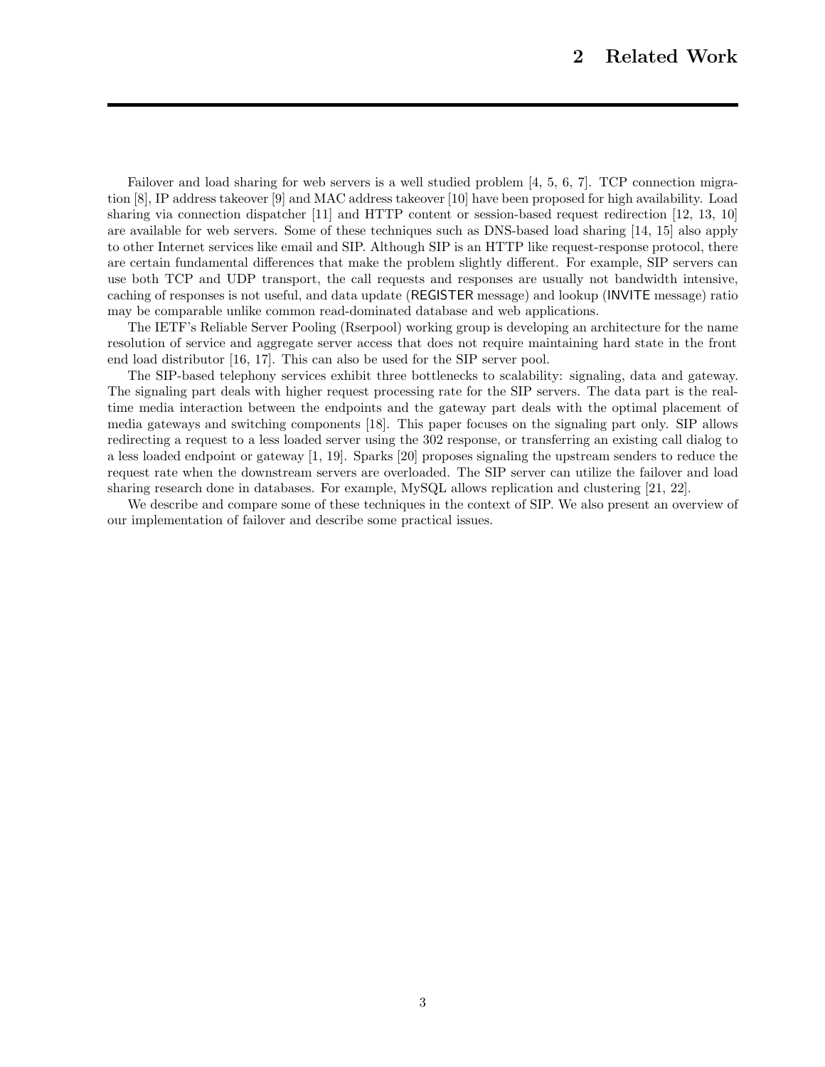# 2 Related Work

Failover and load sharing for web servers is a well studied problem [4, 5, 6, 7]. TCP connection migration [8], IP address takeover [9] and MAC address takeover [10] have been proposed for high availability. Load sharing via connection dispatcher [11] and HTTP content or session-based request redirection [12, 13, 10] are available for web servers. Some of these techniques such as DNS-based load sharing [14, 15] also apply to other Internet services like email and SIP. Although SIP is an HTTP like request-response protocol, there are certain fundamental differences that make the problem slightly different. For example, SIP servers can use both TCP and UDP transport, the call requests and responses are usually not bandwidth intensive, caching of responses is not useful, and data update (REGISTER message) and lookup (INVITE message) ratio may be comparable unlike common read-dominated database and web applications.

The IETF's Reliable Server Pooling (Rserpool) working group is developing an architecture for the name resolution of service and aggregate server access that does not require maintaining hard state in the front end load distributor [16, 17]. This can also be used for the SIP server pool.

The SIP-based telephony services exhibit three bottlenecks to scalability: signaling, data and gateway. The signaling part deals with higher request processing rate for the SIP servers. The data part is the real-time media interaction between the endpoints and the gateway part deals with the optimal placement of media gateways and switching components [18]. This paper focuses on the signaling part only. SIP allows redirecting a request to a less loaded server using the 302 response, or transferring an existing call dialog to a less loaded endpoint or gateway [1, 19]. Sparks [20] proposes signaling the upstream senders to reduce the request rate when the downstream servers are overloaded. The SIP server can utilize the failover and load sharing research done in databases. For example, MySQL allows replication and clustering [21, 22].

We describe and compare some of these techniques in the context of SIP. We also present an overview of our implementation of failover and describe some practical issues.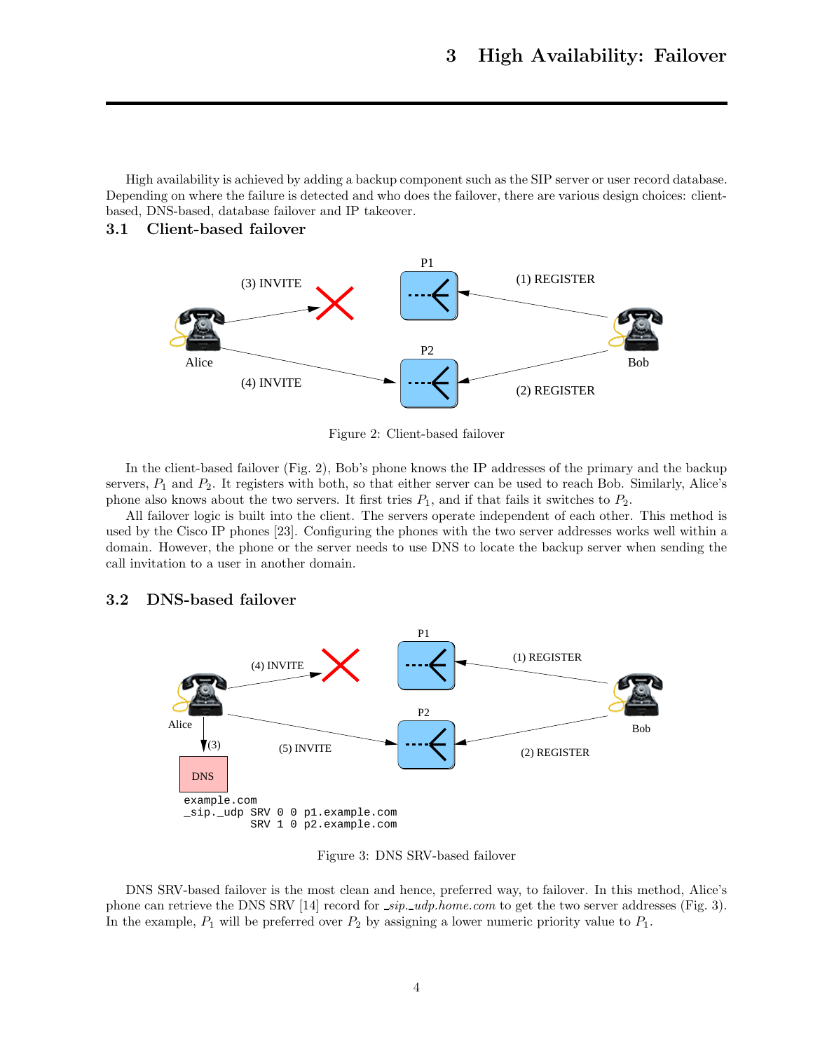# 3 High Availability: Failover

High availability is achieved by adding a backup component such as the SIP server or user record database. Depending on where the failure is detected and who does the failover, there are various design choices: client-based, DNS-based, database failover and IP takeover.

## 3.1 Client-based failover

Figure 2: Client-based failover

In the client-based failover (Fig. 2), Bob's phone knows the IP addresses of the primary and the backup servers, $P_1$ and $P_2$. It registers with both, so that either server can be used to reach Bob. Similarly, Alice's phone also knows about the two servers. It first tries $P_1$, and if that fails it switches to $P_2$.

All failover logic is built into the client. The servers operate independent of each other. This method is used by the Cisco IP phones [23]. Configuring the phones with the two server addresses works well within a domain. However, the phone or the server needs to use DNS to locate the backup server when sending the call invitation to a user in another domain.

## 3.2 DNS-based failover

```
example.com
_sip._udp SRV 0 0 p1.example.com
          SRV 1 0 p2.example.com
```

Figure 3: DNS SRV-based failover

DNS SRV-based failover is the most clean and hence, preferred way, to failover. In this method, Alice's phone can retrieve the DNS SRV [14] record for *_sip._udp.home.com* to get the two server addresses (Fig. 3). In the example, $P_1$ will be preferred over $P_2$ by assigning a lower numeric priority value to $P_1$.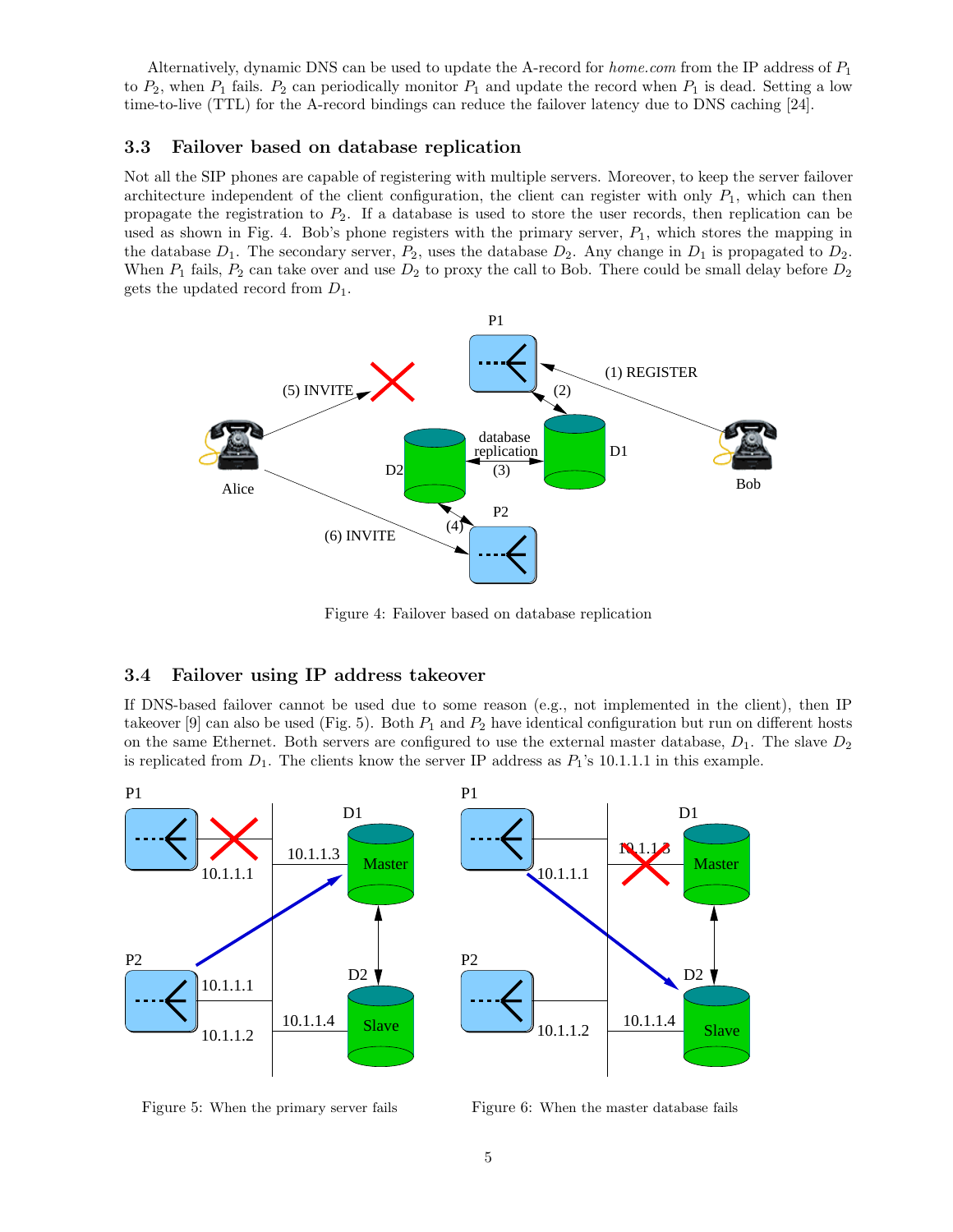Alternatively, dynamic DNS can be used to update the A-record for *home.com* from the IP address of $P_1$ to $P_2$, when $P_1$ fails. $P_2$ can periodically monitor $P_1$ and update the record when $P_1$ is dead. Setting a low time-to-live (TTL) for the A-record bindings can reduce the failover latency due to DNS caching [24].

### 3.3 Failover based on database replication

Not all the SIP phones are capable of registering with multiple servers. Moreover, to keep the server failover architecture independent of the client configuration, the client can register with only $P_1$, which can then propagate the registration to $P_2$. If a database is used to store the user records, then replication can be used as shown in Fig. 4. Bob's phone registers with the primary server, $P_1$, which stores the mapping in the database $D_1$. The secondary server, $P_2$, uses the database $D_2$. Any change in $D_1$ is propagated to $D_2$. When $P_1$ fails, $P_2$ can take over and use $D_2$ to proxy the call to Bob. There could be small delay before $D_2$ gets the updated record from $D_1$.

Figure 4: Failover based on database replication

### 3.4 Failover using IP address takeover

If DNS-based failover cannot be used due to some reason (e.g., not implemented in the client), then IP takeover [9] can also be used (Fig. 5). Both $P_1$ and $P_2$ have identical configuration but run on different hosts on the same Ethernet. Both servers are configured to use the external master database, $D_1$. The slave $D_2$ is replicated from $D_1$. The clients know the server IP address as $P_1$'s 10.1.1.1 in this example.

Figure 5: When the primary server fails

Figure 6: When the master database fails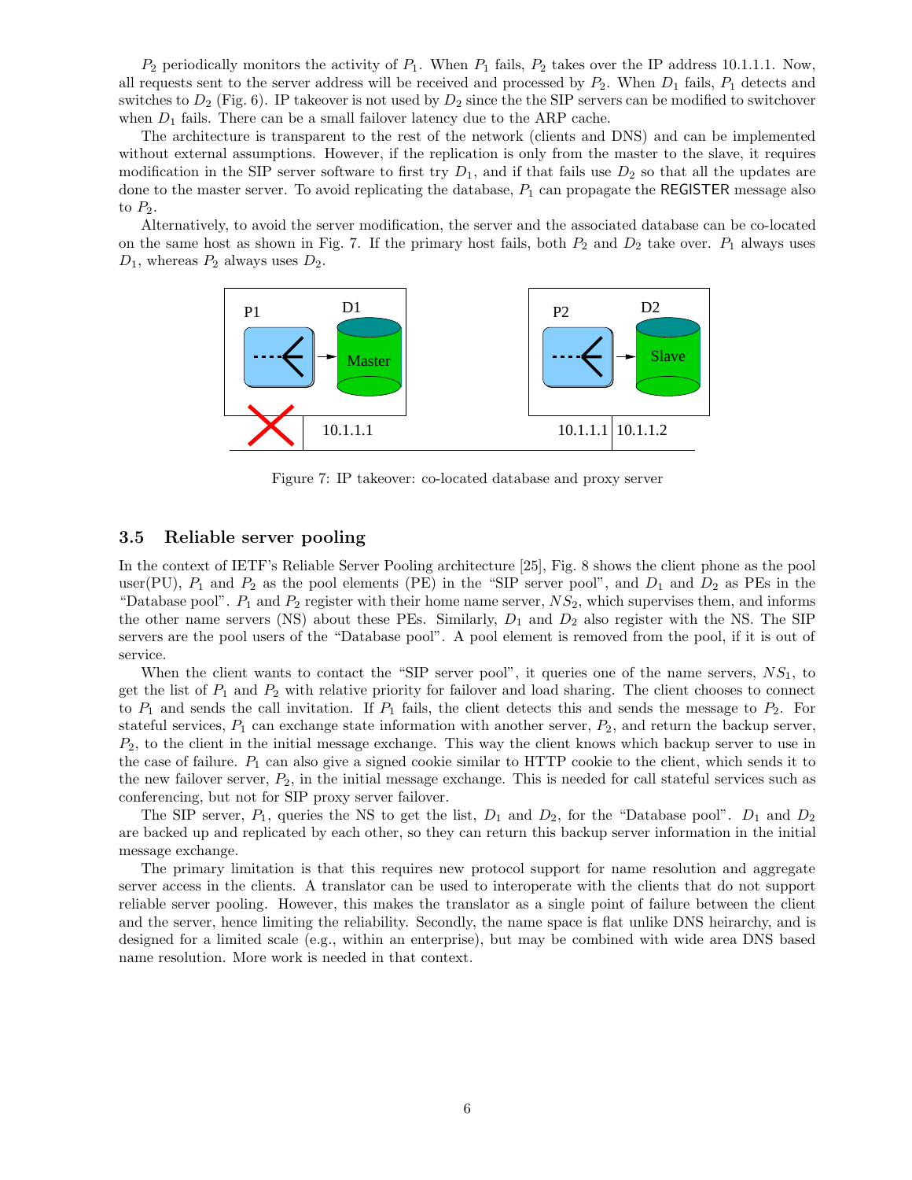$P_2$ periodically monitors the activity of $P_1$. When $P_1$ fails, $P_2$ takes over the IP address 10.1.1.1. Now, all requests sent to the server address will be received and processed by $P_2$. When $D_1$ fails, $P_1$ detects and switches to $D_2$ (Fig. 6). IP takeover is not used by $D_2$ since the the SIP servers can be modified to switchover when $D_1$ fails. There can be a small failover latency due to the ARP cache.

The architecture is transparent to the rest of the network (clients and DNS) and can be implemented without external assumptions. However, if the replication is only from the master to the slave, it requires modification in the SIP server software to first try $D_1$, and if that fails use $D_2$ so that all the updates are done to the master server. To avoid replicating the database, $P_1$ can propagate the REGISTER message also to $P_2$.

Alternatively, to avoid the server modification, the server and the associated database can be co-located on the same host as shown in Fig. 7. If the primary host fails, both $P_2$ and $D_2$ take over. $P_1$ always uses $D_1$, whereas $P_2$ always uses $D_2$.

Figure 7: IP takeover: co-located database and proxy server

### 3.5 Reliable server pooling

In the context of IETF's Reliable Server Pooling architecture [25], Fig. 8 shows the client phone as the pool user(PU), $P_1$ and $P_2$ as the pool elements (PE) in the "SIP server pool", and $D_1$ and $D_2$ as PEs in the "Database pool". $P_1$ and $P_2$ register with their home name server, $NS_2$, which supervises them, and informs the other name servers (NS) about these PEs. Similarly, $D_1$ and $D_2$ also register with the NS. The SIP servers are the pool users of the "Database pool". A pool element is removed from the pool, if it is out of service.

When the client wants to contact the "SIP server pool", it queries one of the name servers, $NS_1$, to get the list of $P_1$ and $P_2$ with relative priority for failover and load sharing. The client chooses to connect to $P_1$ and sends the call invitation. If $P_1$ fails, the client detects this and sends the message to $P_2$. For stateful services, $P_1$ can exchange state information with another server, $P_2$, and return the backup server, $P_2$, to the client in the initial message exchange. This way the client knows which backup server to use in the case of failure. $P_1$ can also give a signed cookie similar to HTTP cookie to the client, which sends it to the new failover server, $P_2$, in the initial message exchange. This is needed for call stateful services such as conferencing, but not for SIP proxy server failover.

The SIP server, $P_1$, queries the NS to get the list, $D_1$ and $D_2$, for the "Database pool". $D_1$ and $D_2$ are backed up and replicated by each other, so they can return this backup server information in the initial message exchange.

The primary limitation is that this requires new protocol support for name resolution and aggregate server access in the clients. A translator can be used to interoperate with the clients that do not support reliable server pooling. However, this makes the translator as a single point of failure between the client and the server, hence limiting the reliability. Secondly, the name space is flat unlike DNS heirarchy, and is designed for a limited scale (e.g., within an enterprise), but may be combined with wide area DNS based name resolution. More work is needed in that context.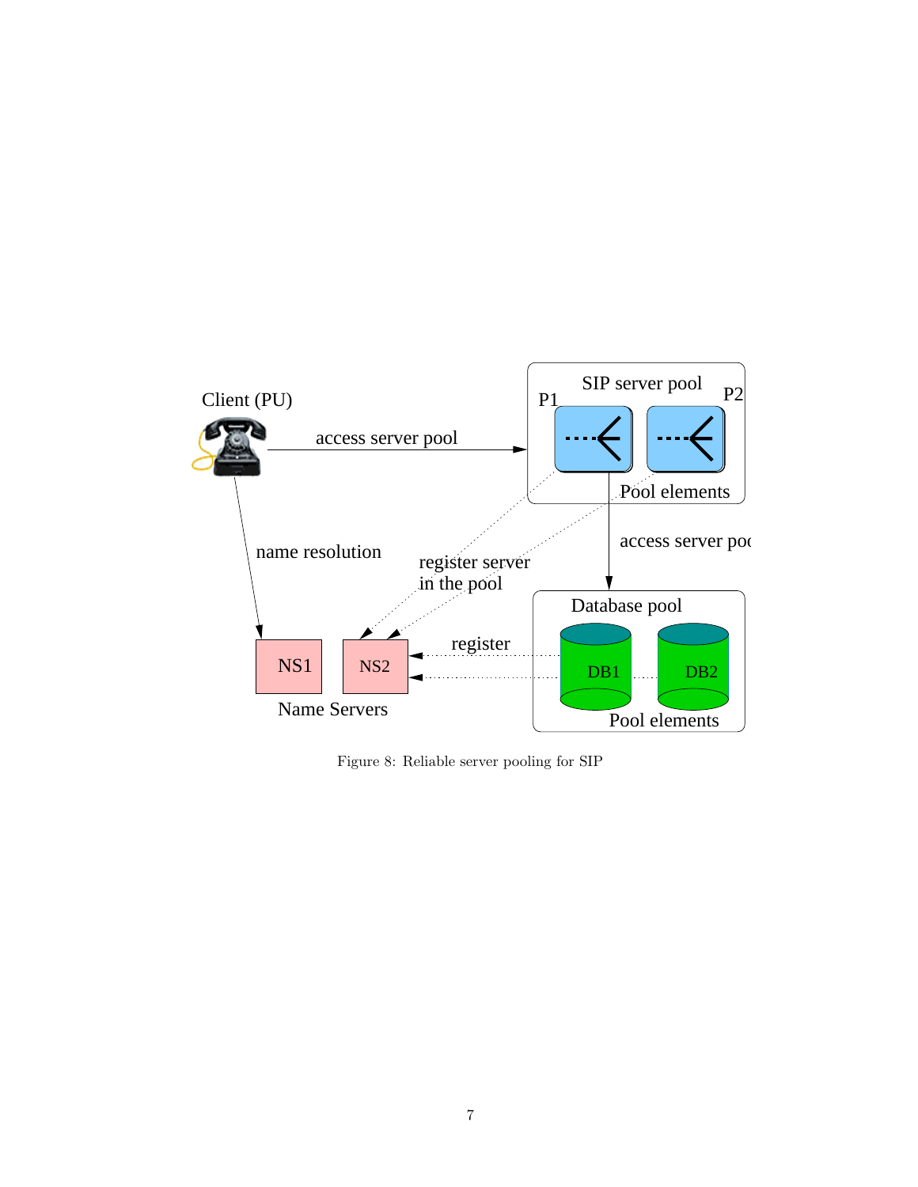Figure 8: Reliable server pooling for SIP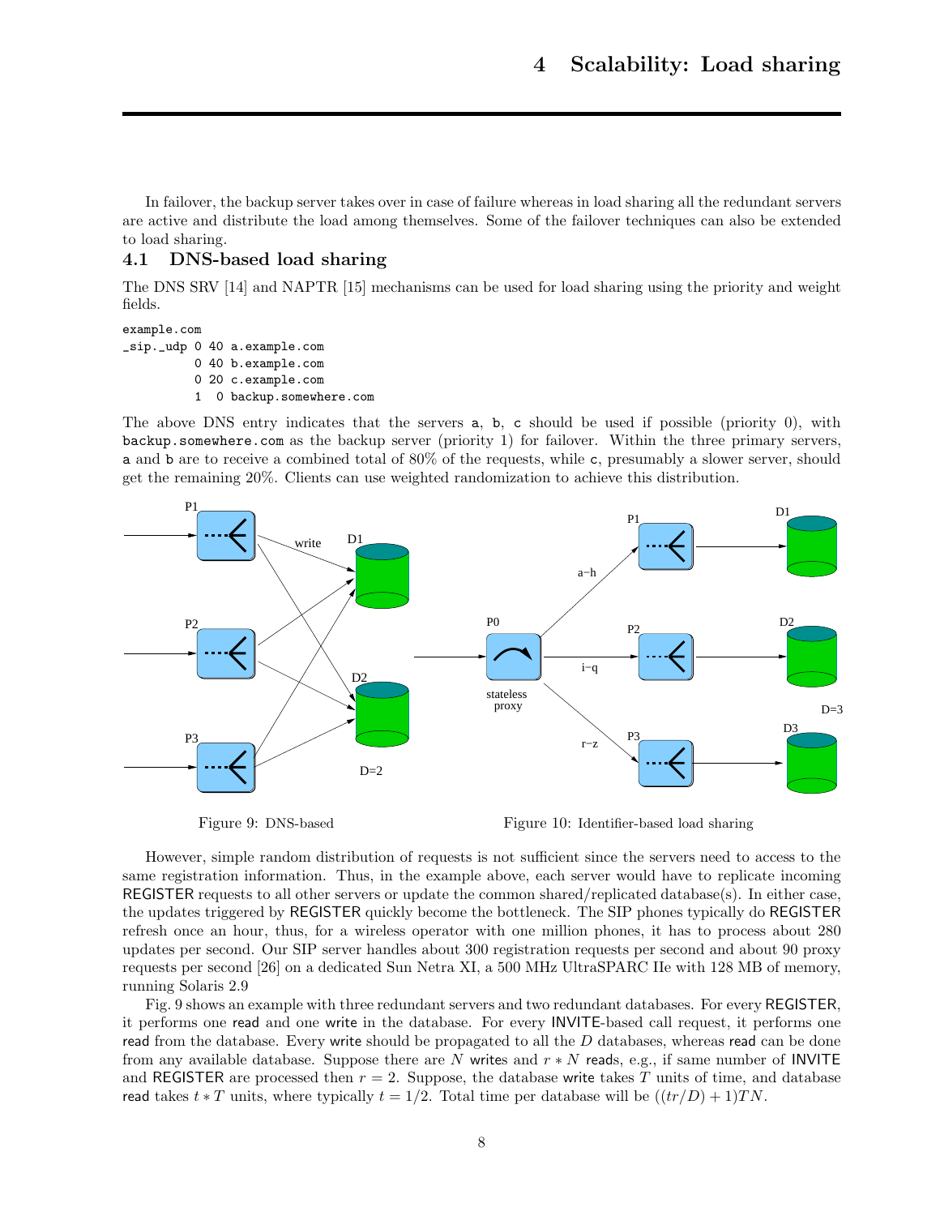# 4 Scalability: Load sharing

In failover, the backup server takes over in case of failure whereas in load sharing all the redundant servers are active and distribute the load among themselves. Some of the failover techniques can also be extended to load sharing.

## 4.1 DNS-based load sharing

The DNS SRV [14] and NAPTR [15] mechanisms can be used for load sharing using the priority and weight fields.

```
example.com
_sip._udp 0 40 a.example.com
          0 40 b.example.com
          0 20 c.example.com
          1  0 backup.somewhere.com
```

The above DNS entry indicates that the servers a, b, c should be used if possible (priority 0), with backup.somewhere.com as the backup server (priority 1) for failover. Within the three primary servers, a and b are to receive a combined total of 80% of the requests, while c, presumably a slower server, should get the remaining 20%. Clients can use weighted randomization to achieve this distribution.

Figure 9: DNS-based

Figure 10: Identifier-based load sharing

However, simple random distribution of requests is not sufficient since the servers need to access to the same registration information. Thus, in the example above, each server would have to replicate incoming REGISTER requests to all other servers or update the common shared/replicated database(s). In either case, the updates triggered by REGISTER quickly become the bottleneck. The SIP phones typically do REGISTER refresh once an hour, thus, for a wireless operator with one million phones, it has to process about 280 updates per second. Our SIP server handles about 300 registration requests per second and about 90 proxy requests per second [26] on a dedicated Sun Netra XI, a 500 MHz UltraSPARC IIe with 128 MB of memory, running Solaris 2.9

Fig. 9 shows an example with three redundant servers and two redundant databases. For every REGISTER, it performs one read and one write in the database. For every INVITE-based call request, it performs one read from the database. Every write should be propagated to all the $D$ databases, whereas read can be done from any available database. Suppose there are $N$ writes and $r * N$ reads, e.g., if same number of INVITE and REGISTER are processed then $r = 2$. Suppose, the database write takes $T$ units of time, and database read takes $t * T$ units, where typically $t = 1/2$. Total time per database will be $((tr/D) + 1)TN$.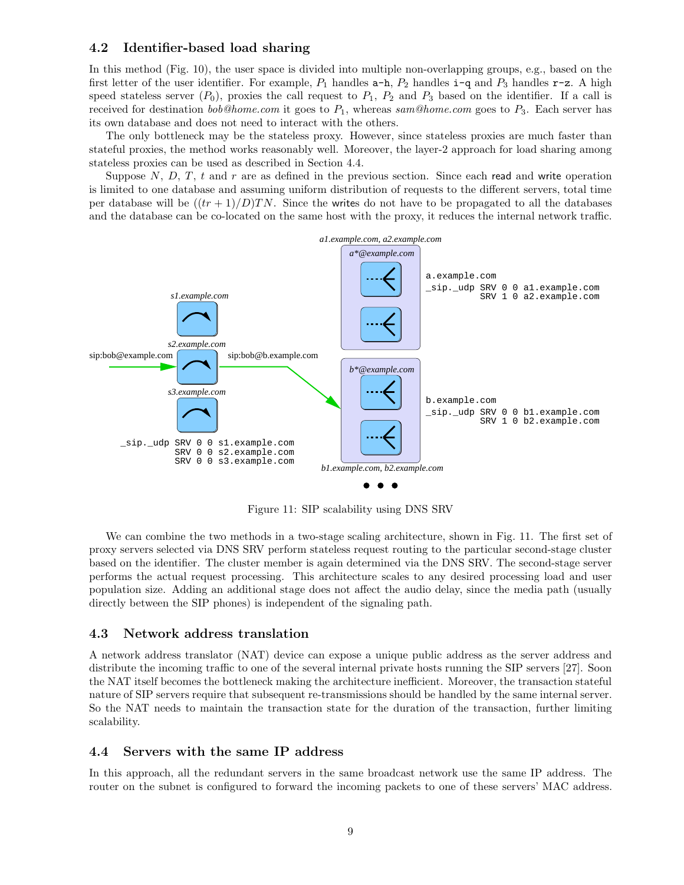## 4.2 Identifier-based load sharing

In this method (Fig. 10), the user space is divided into multiple non-overlapping groups, e.g., based on the first letter of the user identifier. For example, $P_1$ handles `a-h`, $P_2$ handles `i-q` and $P_3$ handles `r-z`. A high speed stateless server ($P_0$), proxies the call request to $P_1$, $P_2$ and $P_3$ based on the identifier. If a call is received for destination *bob@home.com* it goes to $P_1$, whereas *sam@home.com* goes to $P_3$. Each server has its own database and does not need to interact with the others.

The only bottleneck may be the stateless proxy. However, since stateless proxies are much faster than stateful proxies, the method works reasonably well. Moreover, the layer-2 approach for load sharing among stateless proxies can be used as described in Section 4.4.

Suppose $N$, $D$, $T$, $t$ and $r$ are as defined in the previous section. Since each read and write operation is limited to one database and assuming uniform distribution of requests to the different servers, total time per database will be $((tr + 1)/D)TN$. Since the writes do not have to be propagated to all the databases and the database can be co-located on the same host with the proxy, it reduces the internal network traffic.

Figure 11: SIP scalability using DNS SRV

We can combine the two methods in a two-stage scaling architecture, shown in Fig. 11. The first set of proxy servers selected via DNS SRV perform stateless request routing to the particular second-stage cluster based on the identifier. The cluster member is again determined via the DNS SRV. The second-stage server performs the actual request processing. This architecture scales to any desired processing load and user population size. Adding an additional stage does not affect the audio delay, since the media path (usually directly between the SIP phones) is independent of the signaling path.

## 4.3 Network address translation

A network address translator (NAT) device can expose a unique public address as the server address and distribute the incoming traffic to one of the several internal private hosts running the SIP servers [27]. Soon the NAT itself becomes the bottleneck making the architecture inefficient. Moreover, the transaction stateful nature of SIP servers require that subsequent re-transmissions should be handled by the same internal server. So the NAT needs to maintain the transaction state for the duration of the transaction, further limiting scalability.

## 4.4 Servers with the same IP address

In this approach, all the redundant servers in the same broadcast network use the same IP address. The router on the subnet is configured to forward the incoming packets to one of these servers' MAC address.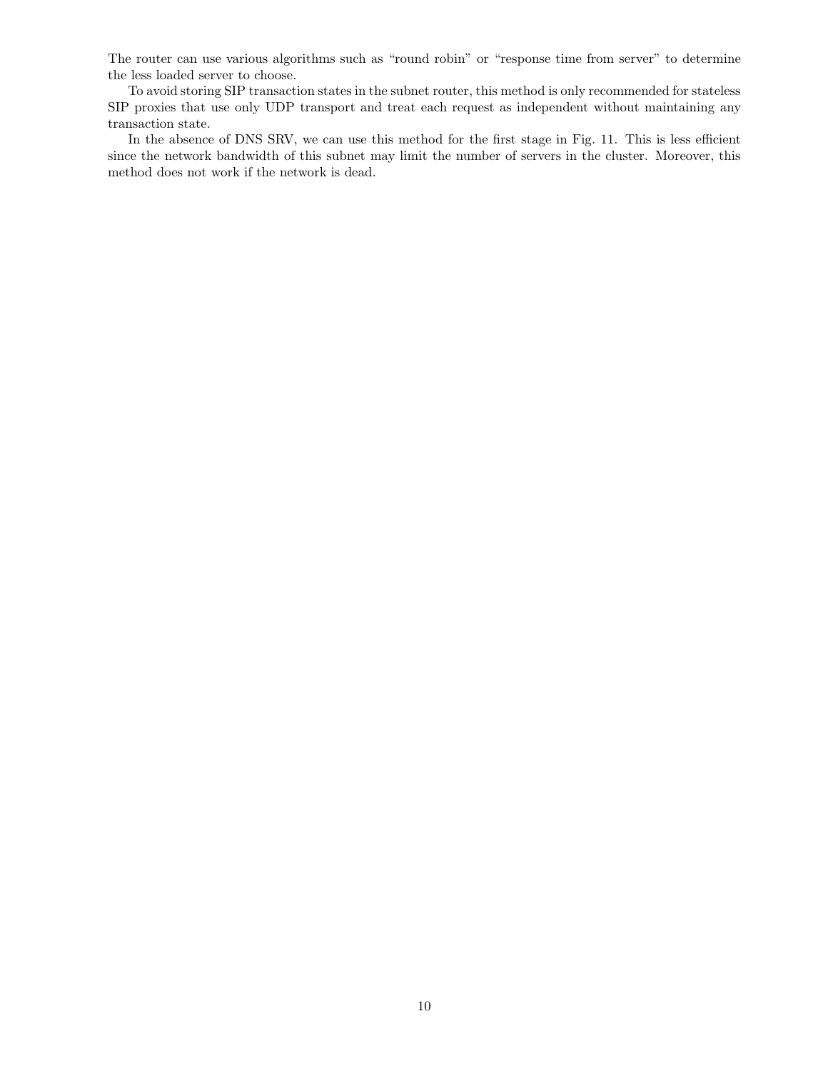The router can use various algorithms such as “round robin” or “response time from server” to determine the less loaded server to choose.

To avoid storing SIP transaction states in the subnet router, this method is only recommended for stateless SIP proxies that use only UDP transport and treat each request as independent without maintaining any transaction state.

In the absence of DNS SRV, we can use this method for the first stage in Fig. 11. This is less efficient since the network bandwidth of this subnet may limit the number of servers in the cluster. Moreover, this method does not work if the network is dead.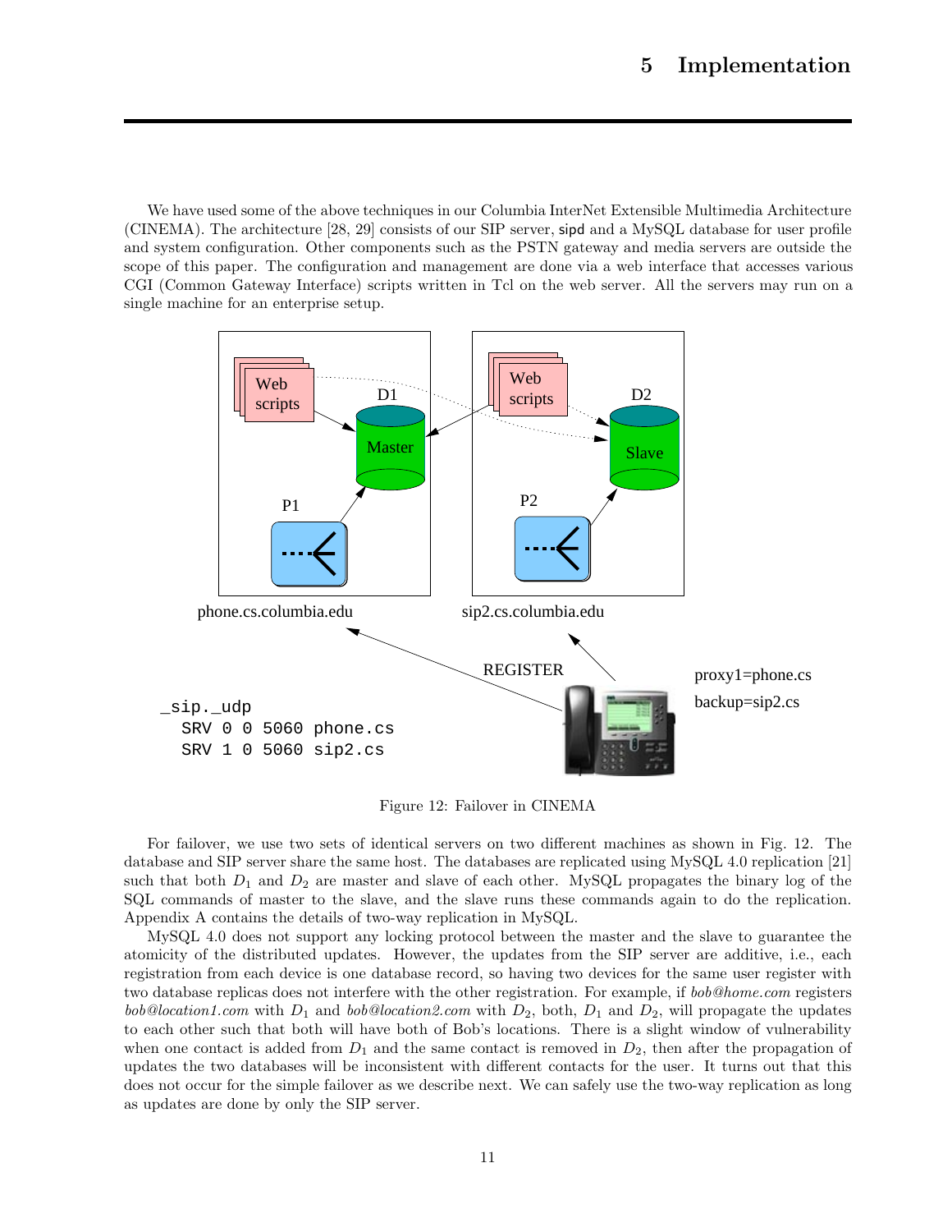# 5 Implementation

We have used some of the above techniques in our Columbia InterNet Extensible Multimedia Architecture (CINEMA). The architecture [28, 29] consists of our SIP server, sipd and a MySQL database for user profile and system configuration. Other components such as the PSTN gateway and media servers are outside the scope of this paper. The configuration and management are done via a web interface that accesses various CGI (Common Gateway Interface) scripts written in Tcl on the web server. All the servers may run on a single machine for an enterprise setup.

Figure 12: Failover in CINEMA

For failover, we use two sets of identical servers on two different machines as shown in Fig. 12. The database and SIP server share the same host. The databases are replicated using MySQL 4.0 replication [21] such that both $D_1$ and $D_2$ are master and slave of each other. MySQL propagates the binary log of the SQL commands of master to the slave, and the slave runs these commands again to do the replication. Appendix A contains the details of two-way replication in MySQL.

MySQL 4.0 does not support any locking protocol between the master and the slave to guarantee the atomicity of the distributed updates. However, the updates from the SIP server are additive, i.e., each registration from each device is one database record, so having two devices for the same user register with two database replicas does not interfere with the other registration. For example, if *bob@home.com* registers *bob@location1.com* with $D_1$ and *bob@location2.com* with $D_2$, both, $D_1$ and $D_2$, will propagate the updates to each other such that both will have both of Bob's locations. There is a slight window of vulnerability when one contact is added from $D_1$ and the same contact is removed in $D_2$, then after the propagation of updates the two databases will be inconsistent with different contacts for the user. It turns out that this does not occur for the simple failover as we describe next. We can safely use the two-way replication as long as updates are done by only the SIP server.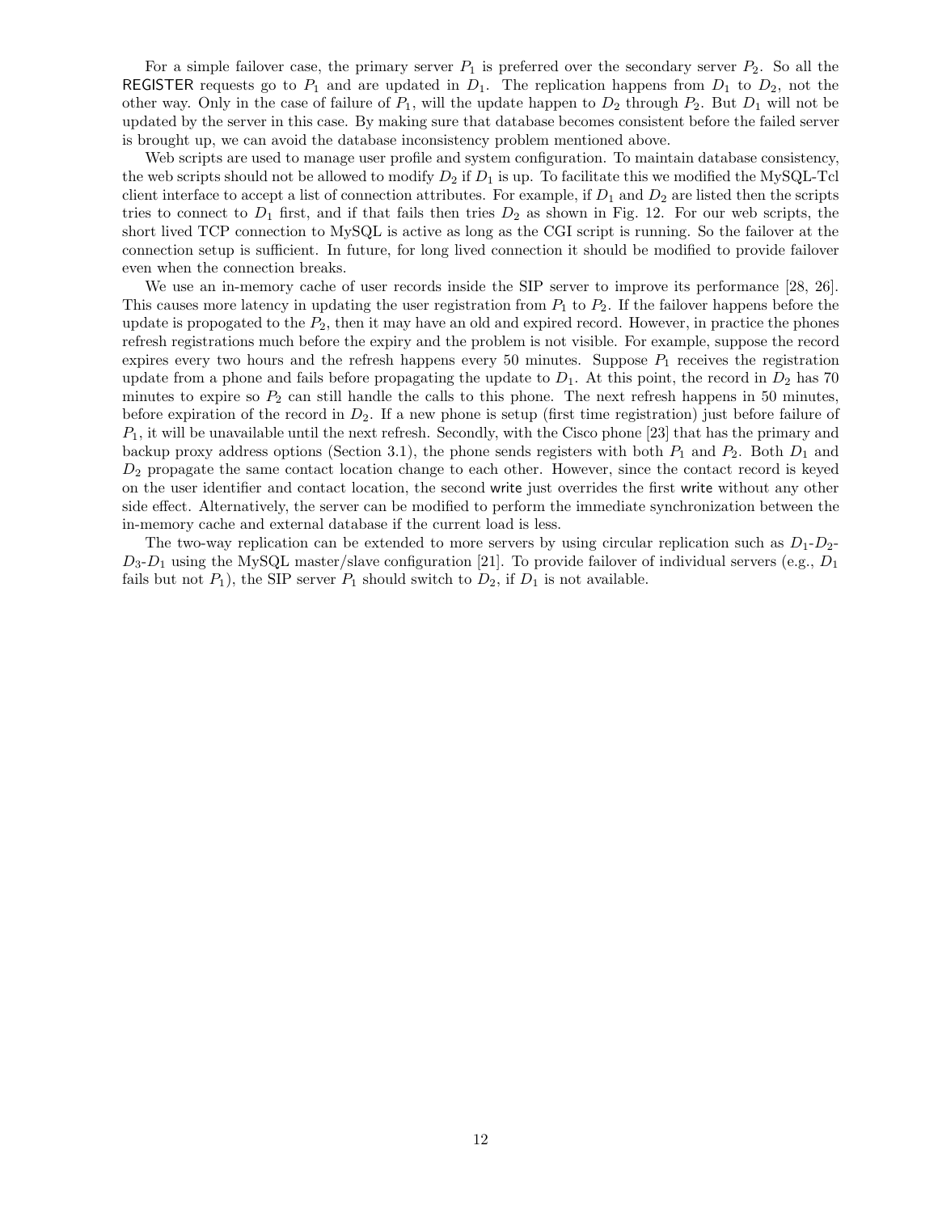For a simple failover case, the primary server $P_1$ is preferred over the secondary server $P_2$. So all the REGISTER requests go to $P_1$ and are updated in $D_1$. The replication happens from $D_1$ to $D_2$, not the other way. Only in the case of failure of $P_1$, will the update happen to $D_2$ through $P_2$. But $D_1$ will not be updated by the server in this case. By making sure that database becomes consistent before the failed server is brought up, we can avoid the database inconsistency problem mentioned above.

Web scripts are used to manage user profile and system configuration. To maintain database consistency, the web scripts should not be allowed to modify $D_2$ if $D_1$ is up. To facilitate this we modified the MySQL-Tcl client interface to accept a list of connection attributes. For example, if $D_1$ and $D_2$ are listed then the scripts tries to connect to $D_1$ first, and if that fails then tries $D_2$ as shown in Fig. 12. For our web scripts, the short lived TCP connection to MySQL is active as long as the CGI script is running. So the failover at the connection setup is sufficient. In future, for long lived connection it should be modified to provide failover even when the connection breaks.

We use an in-memory cache of user records inside the SIP server to improve its performance [28, 26]. This causes more latency in updating the user registration from $P_1$ to $P_2$. If the failover happens before the update is propogated to the $P_2$, then it may have an old and expired record. However, in practice the phones refresh registrations much before the expiry and the problem is not visible. For example, suppose the record expires every two hours and the refresh happens every 50 minutes. Suppose $P_1$ receives the registration update from a phone and fails before propagating the update to $D_1$. At this point, the record in $D_2$ has 70 minutes to expire so $P_2$ can still handle the calls to this phone. The next refresh happens in 50 minutes, before expiration of the record in $D_2$. If a new phone is setup (first time registration) just before failure of $P_1$, it will be unavailable until the next refresh. Secondly, with the Cisco phone [23] that has the primary and backup proxy address options (Section 3.1), the phone sends registers with both $P_1$ and $P_2$. Both $D_1$ and $D_2$ propagate the same contact location change to each other. However, since the contact record is keyed on the user identifier and contact location, the second write just overrides the first write without any other side effect. Alternatively, the server can be modified to perform the immediate synchronization between the in-memory cache and external database if the current load is less.

The two-way replication can be extended to more servers by using circular replication such as $D_1$-$D_2$-$D_3$-$D_1$ using the MySQL master/slave configuration [21]. To provide failover of individual servers (e.g., $D_1$ fails but not $P_1$), the SIP server $P_1$ should switch to $D_2$, if $D_1$ is not available.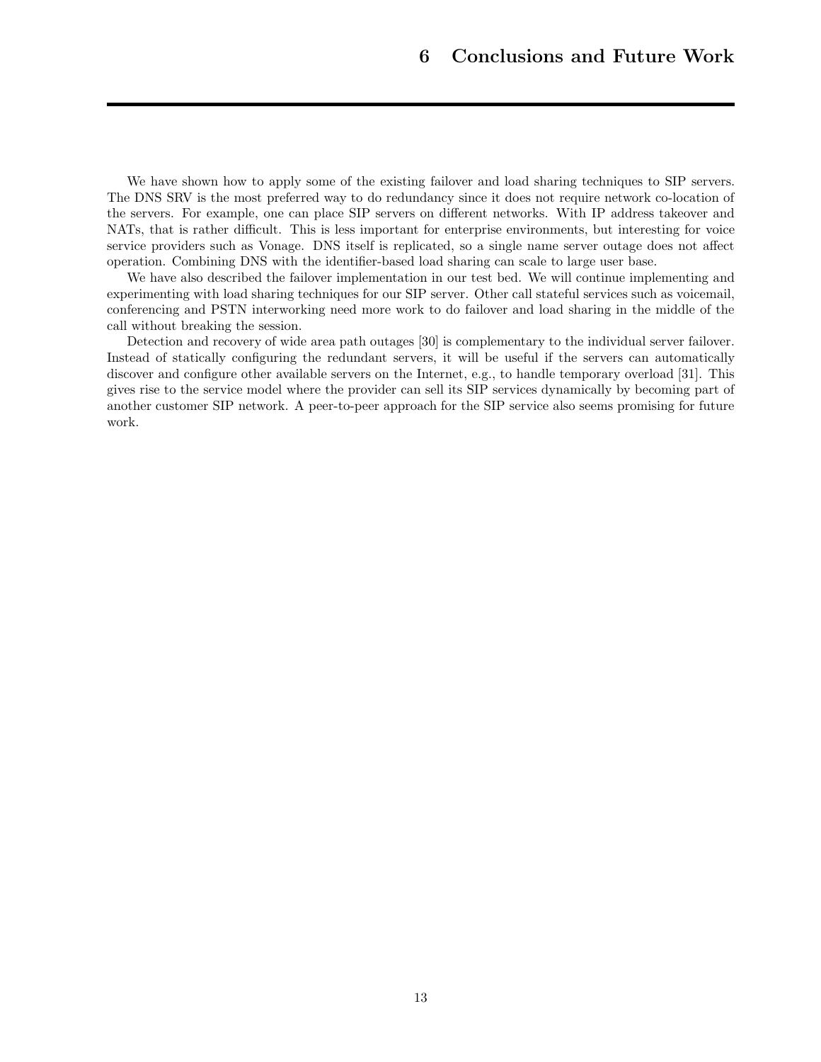# 6 Conclusions and Future Work

We have shown how to apply some of the existing failover and load sharing techniques to SIP servers. The DNS SRV is the most preferred way to do redundancy since it does not require network co-location of the servers. For example, one can place SIP servers on different networks. With IP address takeover and NATs, that is rather difficult. This is less important for enterprise environments, but interesting for voice service providers such as Vonage. DNS itself is replicated, so a single name server outage does not affect operation. Combining DNS with the identifier-based load sharing can scale to large user base.

We have also described the failover implementation in our test bed. We will continue implementing and experimenting with load sharing techniques for our SIP server. Other call stateful services such as voicemail, conferencing and PSTN interworking need more work to do failover and load sharing in the middle of the call without breaking the session.

Detection and recovery of wide area path outages [30] is complementary to the individual server failover. Instead of statically configuring the redundant servers, it will be useful if the servers can automatically discover and configure other available servers on the Internet, e.g., to handle temporary overload [31]. This gives rise to the service model where the provider can sell its SIP services dynamically by becoming part of another customer SIP network. A peer-to-peer approach for the SIP service also seems promising for future work.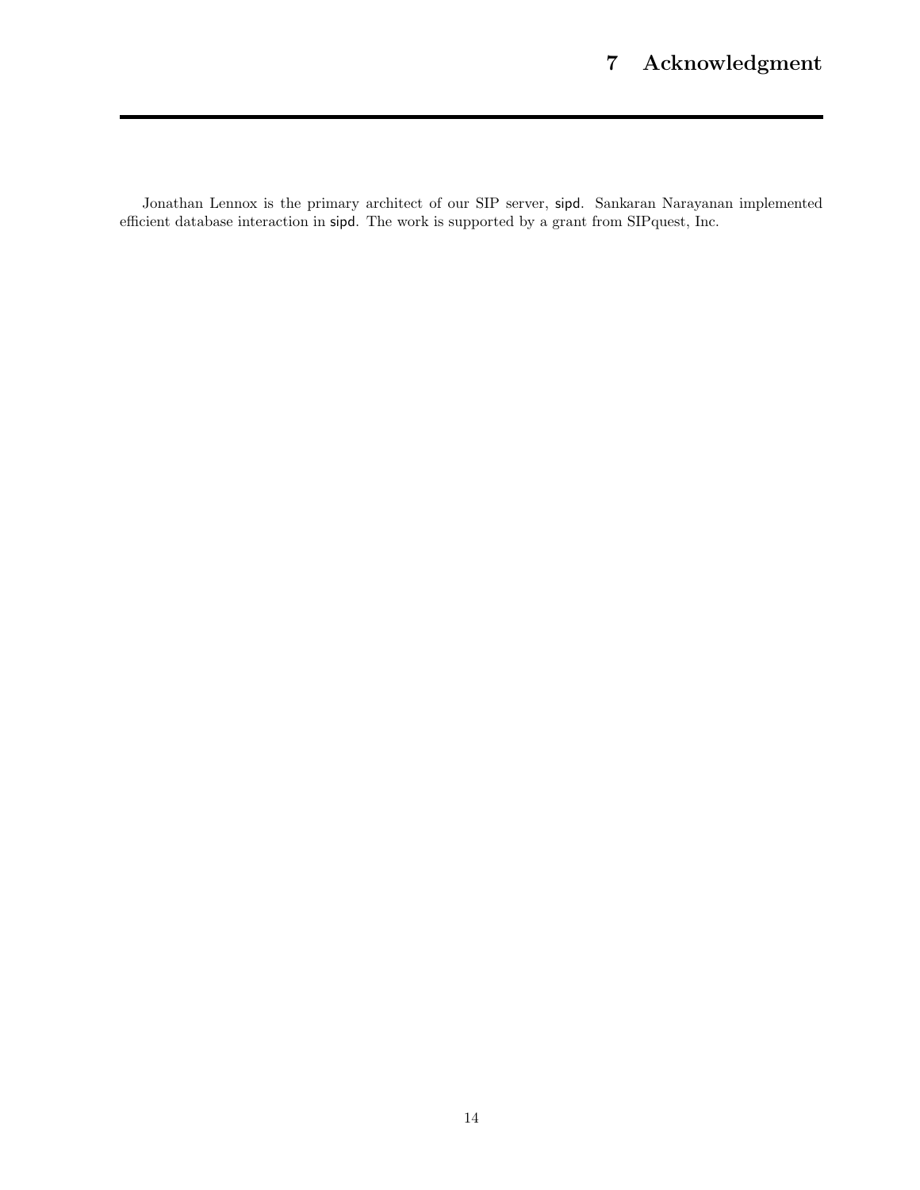# 7 Acknowledgment

Jonathan Lennox is the primary architect of our SIP server, sipd. Sankaran Narayanan implemented efficient database interaction in sipd. The work is supported by a grant from SIPquest, Inc.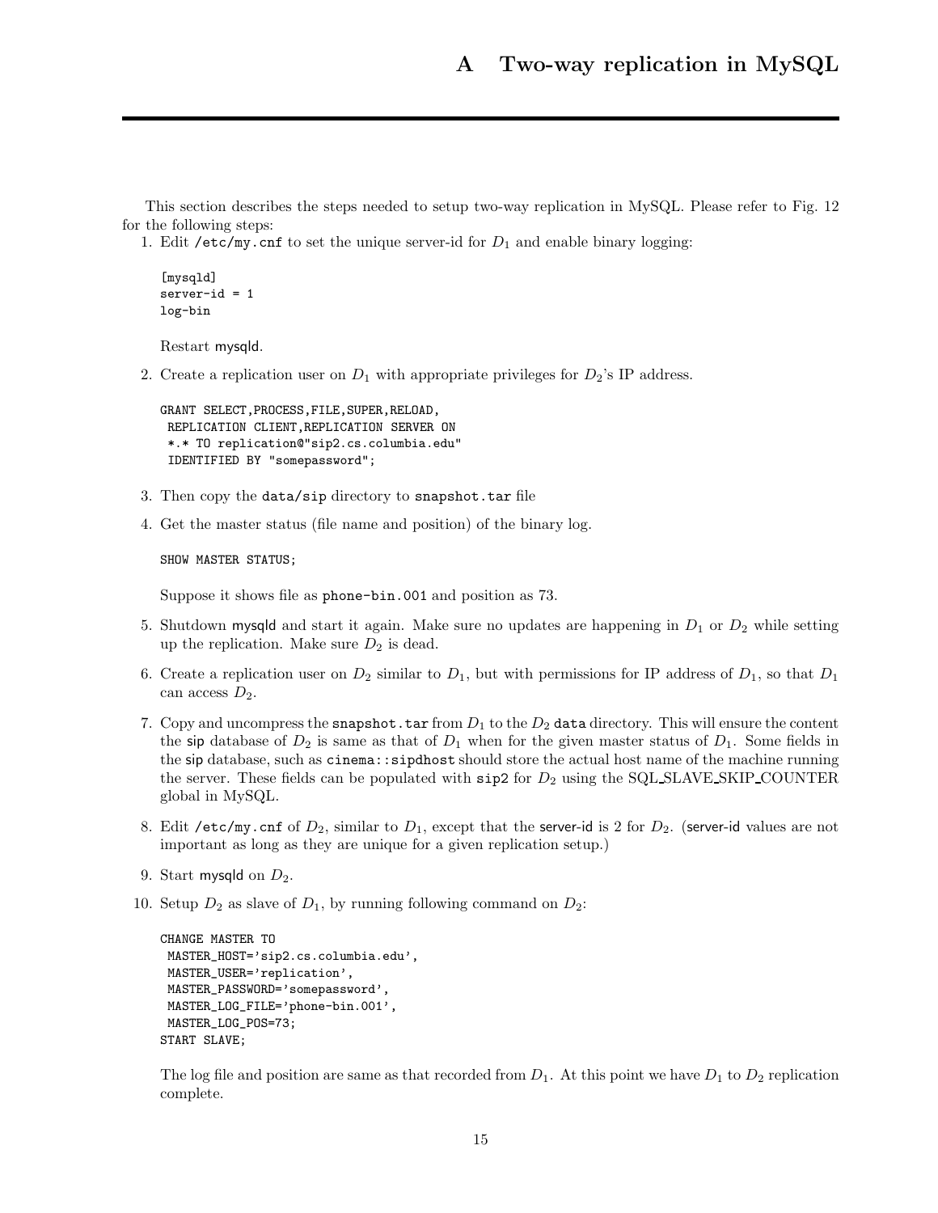# A Two-way replication in MySQL

This section describes the steps needed to setup two-way replication in MySQL. Please refer to Fig. 12 for the following steps:

1. Edit `/etc/my.cnf` to set the unique server-id for $D_1$ and enable binary logging:

   ```
   [mysqld]
   server-id = 1
   log-bin
   ```

   Restart mysqld.

2. Create a replication user on $D_1$ with appropriate privileges for $D_2$'s IP address.

   ```
   GRANT SELECT,PROCESS,FILE,SUPER,RELOAD,
    REPLICATION CLIENT,REPLICATION SERVER ON
    *.* TO replication@"sip2.cs.columbia.edu"
    IDENTIFIED BY "somepassword";
   ```

3. Then copy the `data/sip` directory to `snapshot.tar` file

4. Get the master status (file name and position) of the binary log.

   ```
   SHOW MASTER STATUS;
   ```

   Suppose it shows file as `phone-bin.001` and position as 73.

5. Shutdown mysqld and start it again. Make sure no updates are happening in $D_1$ or $D_2$ while setting up the replication. Make sure $D_2$ is dead.

6. Create a replication user on $D_2$ similar to $D_1$, but with permissions for IP address of $D_1$, so that $D_1$ can access $D_2$.

7. Copy and uncompress the `snapshot.tar` from $D_1$ to the $D_2$ `data` directory. This will ensure the content the sip database of $D_2$ is same as that of $D_1$ when for the given master status of $D_1$. Some fields in the sip database, such as `cinema::sipdhost` should store the actual host name of the machine running the server. These fields can be populated with `sip2` for $D_2$ using the SQL_SLAVE_SKIP_COUNTER global in MySQL.

8. Edit `/etc/my.cnf` of $D_2$, similar to $D_1$, except that the server-id is 2 for $D_2$. (server-id values are not important as long as they are unique for a given replication setup.)

9. Start mysqld on $D_2$.

10. Setup $D_2$ as slave of $D_1$, by running following command on $D_2$:

    ```
    CHANGE MASTER TO
     MASTER_HOST='sip2.cs.columbia.edu',
     MASTER_USER='replication',
     MASTER_PASSWORD='somepassword',
     MASTER_LOG_FILE='phone-bin.001',
     MASTER_LOG_POS=73;
    START SLAVE;
    ```

    The log file and position are same as that recorded from $D_1$. At this point we have $D_1$ to $D_2$ replication complete.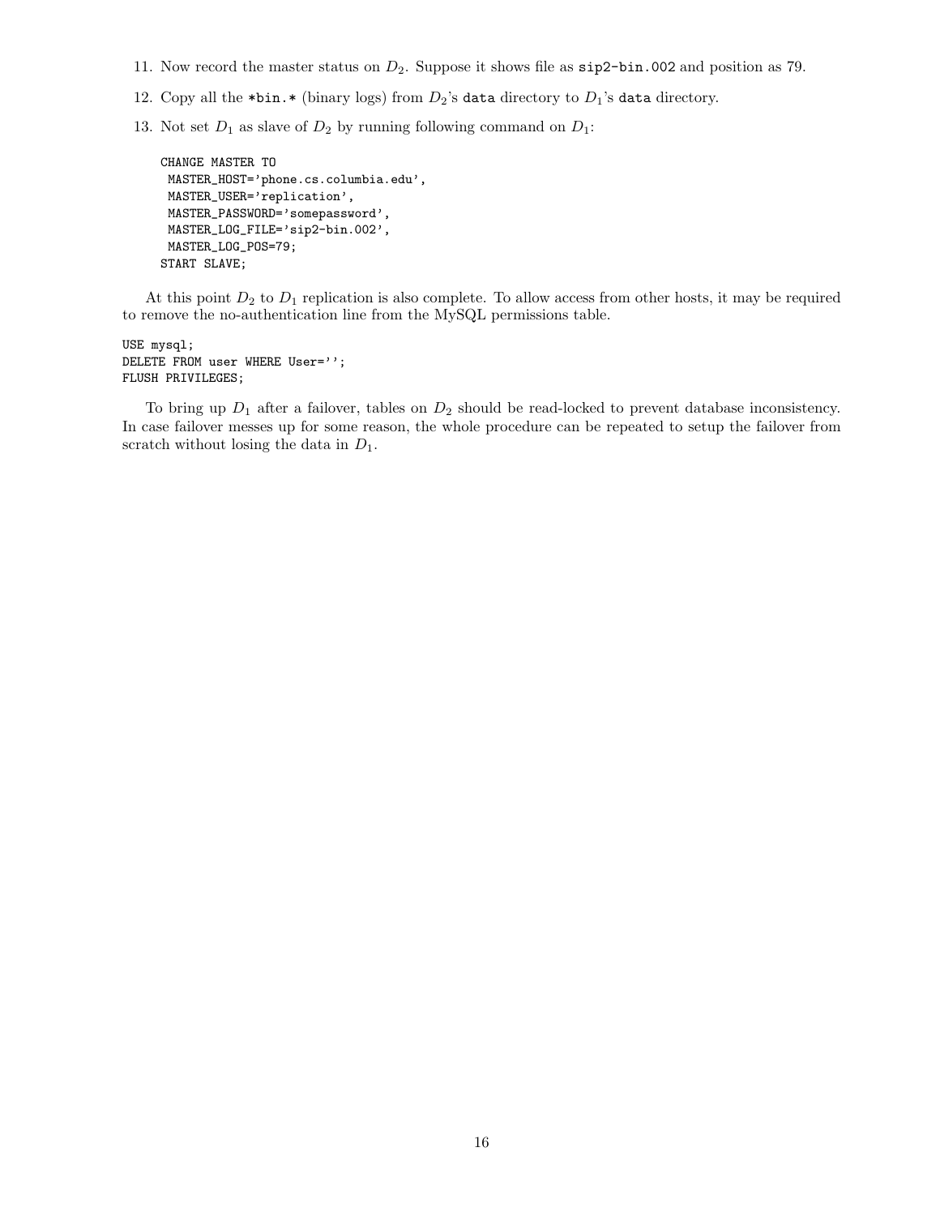11. Now record the master status on $D_2$. Suppose it shows file as `sip2-bin.002` and position as 79.

12. Copy all the `*bin.*` (binary logs) from $D_2$'s `data` directory to $D_1$'s `data` directory.

13. Not set $D_1$ as slave of $D_2$ by running following command on $D_1$:

```
CHANGE MASTER TO
 MASTER_HOST='phone.cs.columbia.edu',
 MASTER_USER='replication',
 MASTER_PASSWORD='somepassword',
 MASTER_LOG_FILE='sip2-bin.002',
 MASTER_LOG_POS=79;
START SLAVE;
```

At this point $D_2$ to $D_1$ replication is also complete. To allow access from other hosts, it may be required to remove the no-authentication line from the MySQL permissions table.

```
USE mysql;
DELETE FROM user WHERE User='';
FLUSH PRIVILEGES;
```

To bring up $D_1$ after a failover, tables on $D_2$ should be read-locked to prevent database inconsistency. In case failover messes up for some reason, the whole procedure can be repeated to setup the failover from scratch without losing the data in $D_1$.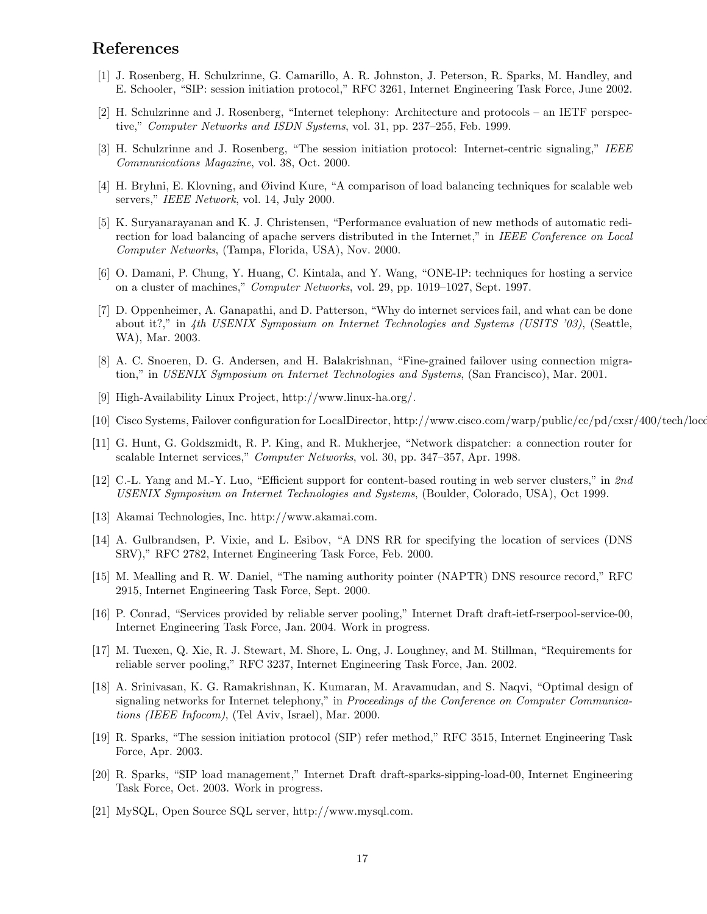## References

[1] J. Rosenberg, H. Schulzrinne, G. Camarillo, A. R. Johnston, J. Peterson, R. Sparks, M. Handley, and E. Schooler, "SIP: session initiation protocol," RFC 3261, Internet Engineering Task Force, June 2002.

[2] H. Schulzrinne and J. Rosenberg, "Internet telephony: Architecture and protocols – an IETF perspective," *Computer Networks and ISDN Systems*, vol. 31, pp. 237–255, Feb. 1999.

[3] H. Schulzrinne and J. Rosenberg, "The session initiation protocol: Internet-centric signaling," *IEEE Communications Magazine*, vol. 38, Oct. 2000.

[4] H. Bryhni, E. Klovning, and Øivind Kure, "A comparison of load balancing techniques for scalable web servers," *IEEE Network*, vol. 14, July 2000.

[5] K. Suryanarayanan and K. J. Christensen, "Performance evaluation of new methods of automatic redirection for load balancing of apache servers distributed in the Internet," in *IEEE Conference on Local Computer Networks*, (Tampa, Florida, USA), Nov. 2000.

[6] O. Damani, P. Chung, Y. Huang, C. Kintala, and Y. Wang, "ONE-IP: techniques for hosting a service on a cluster of machines," *Computer Networks*, vol. 29, pp. 1019–1027, Sept. 1997.

[7] D. Oppenheimer, A. Ganapathi, and D. Patterson, "Why do internet services fail, and what can be done about it?," in *4th USENIX Symposium on Internet Technologies and Systems (USITS '03)*, (Seattle, WA), Mar. 2003.

[8] A. C. Snoeren, D. G. Andersen, and H. Balakrishnan, "Fine-grained failover using connection migration," in *USENIX Symposium on Internet Technologies and Systems*, (San Francisco), Mar. 2001.

[9] High-Availability Linux Project, http://www.linux-ha.org/.

[10] Cisco Systems, Failover configuration for LocalDirector, http://www.cisco.com/warp/public/cc/pd/cxsr/400/tech/locd

[11] G. Hunt, G. Goldszmidt, R. P. King, and R. Mukherjee, "Network dispatcher: a connection router for scalable Internet services," *Computer Networks*, vol. 30, pp. 347–357, Apr. 1998.

[12] C.-L. Yang and M.-Y. Luo, "Efficient support for content-based routing in web server clusters," in *2nd USENIX Symposium on Internet Technologies and Systems*, (Boulder, Colorado, USA), Oct 1999.

[13] Akamai Technologies, Inc. http://www.akamai.com.

[14] A. Gulbrandsen, P. Vixie, and L. Esibov, "A DNS RR for specifying the location of services (DNS SRV)," RFC 2782, Internet Engineering Task Force, Feb. 2000.

[15] M. Mealling and R. W. Daniel, "The naming authority pointer (NAPTR) DNS resource record," RFC 2915, Internet Engineering Task Force, Sept. 2000.

[16] P. Conrad, "Services provided by reliable server pooling," Internet Draft draft-ietf-rserpool-service-00, Internet Engineering Task Force, Jan. 2004. Work in progress.

[17] M. Tuexen, Q. Xie, R. J. Stewart, M. Shore, L. Ong, J. Loughney, and M. Stillman, "Requirements for reliable server pooling," RFC 3237, Internet Engineering Task Force, Jan. 2002.

[18] A. Srinivasan, K. G. Ramakrishnan, K. Kumaran, M. Aravamudan, and S. Naqvi, "Optimal design of signaling networks for Internet telephony," in *Proceedings of the Conference on Computer Communications (IEEE Infocom)*, (Tel Aviv, Israel), Mar. 2000.

[19] R. Sparks, "The session initiation protocol (SIP) refer method," RFC 3515, Internet Engineering Task Force, Apr. 2003.

[20] R. Sparks, "SIP load management," Internet Draft draft-sparks-sipping-load-00, Internet Engineering Task Force, Oct. 2003. Work in progress.

[21] MySQL, Open Source SQL server, http://www.mysql.com.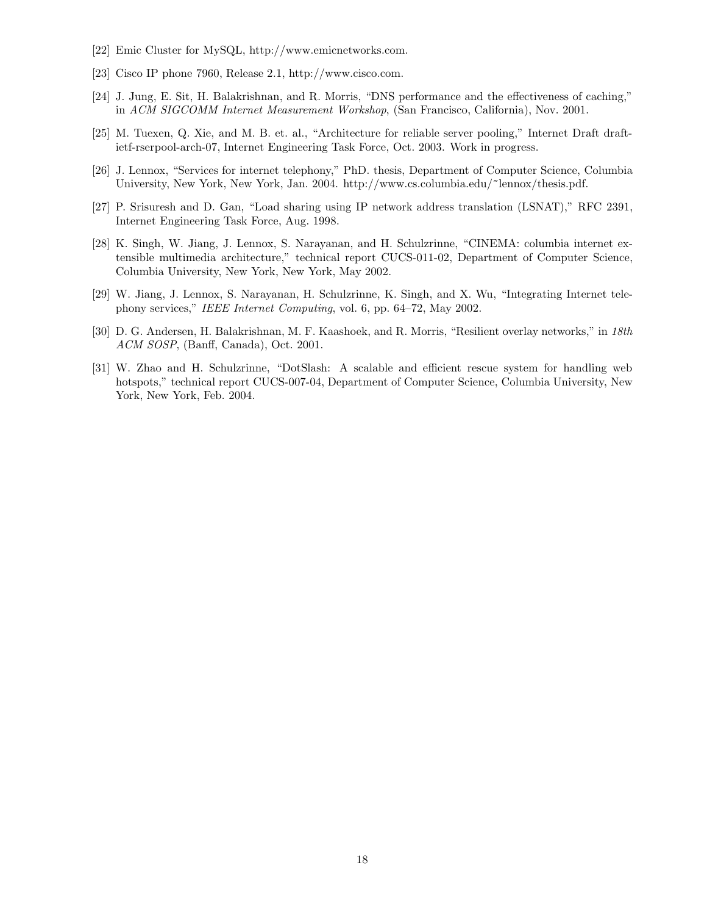[22] Emic Cluster for MySQL, http://www.emicnetworks.com.

[23] Cisco IP phone 7960, Release 2.1, http://www.cisco.com.

[24] J. Jung, E. Sit, H. Balakrishnan, and R. Morris, "DNS performance and the effectiveness of caching," in *ACM SIGCOMM Internet Measurement Workshop*, (San Francisco, California), Nov. 2001.

[25] M. Tuexen, Q. Xie, and M. B. et. al., "Architecture for reliable server pooling," Internet Draft draft-ietf-rserpool-arch-07, Internet Engineering Task Force, Oct. 2003. Work in progress.

[26] J. Lennox, "Services for internet telephony," PhD. thesis, Department of Computer Science, Columbia University, New York, New York, Jan. 2004. http://www.cs.columbia.edu/~lennox/thesis.pdf.

[27] P. Srisuresh and D. Gan, "Load sharing using IP network address translation (LSNAT)," RFC 2391, Internet Engineering Task Force, Aug. 1998.

[28] K. Singh, W. Jiang, J. Lennox, S. Narayanan, and H. Schulzrinne, "CINEMA: columbia internet extensible multimedia architecture," technical report CUCS-011-02, Department of Computer Science, Columbia University, New York, New York, May 2002.

[29] W. Jiang, J. Lennox, S. Narayanan, H. Schulzrinne, K. Singh, and X. Wu, "Integrating Internet telephony services," *IEEE Internet Computing*, vol. 6, pp. 64–72, May 2002.

[30] D. G. Andersen, H. Balakrishnan, M. F. Kaashoek, and R. Morris, "Resilient overlay networks," in *18th ACM SOSP*, (Banff, Canada), Oct. 2001.

[31] W. Zhao and H. Schulzrinne, "DotSlash: A scalable and efficient rescue system for handling web hotspots," technical report CUCS-007-04, Department of Computer Science, Columbia University, New York, New York, Feb. 2004.